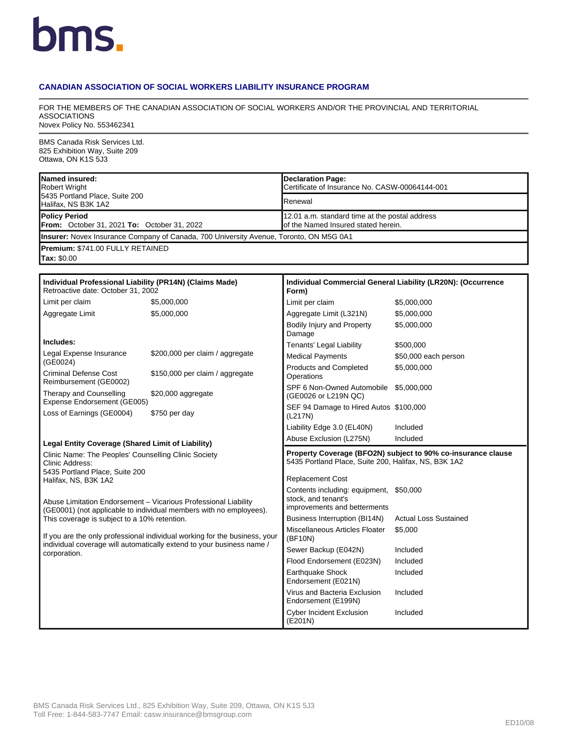bms.

## CANADIAN ASSOCIATION OF SOCIAL WORKERS LIABILITY INSURANCE PROGRAM

FOR THE MEMBERS OF THE CANADIAN ASSOCIATION OF SOCIAL WORKERS AND/OR THE PROVINCIAL AND TERRITORIAL ASSOCIATIONS
Novex Policy No. 553462341

BMS Canada Risk Services Ltd.
825 Exhibition Way, Suite 209
Ottawa, ON K1S 5J3

| **Named insured:** Robert Wright, 5435 Portland Place, Suite 200, Halifax, NS B3K 1A2 | **Declaration Page:** Certificate of Insurance No. CASW-00064144-001 |
|---|---|
| | Renewal |
| **Policy Period** **From:** October 31, 2021 **To:** October 31, 2022 | 12.01 a.m. standard time at the postal address of the Named Insured stated herein. |
| **Insurer:** Novex Insurance Company of Canada, 700 University Avenue, Toronto, ON M5G 0A1 | |
| **Premium:** $741.00 FULLY RETAINED **Tax:** $0.00 | |

### Individual Professional Liability (PR14N) (Claims Made)

Retroactive date: October 31, 2002

| | |
|---|---|
| Limit per claim | $5,000,000 |
| Aggregate Limit | $5,000,000 |

**Includes:**

| | |
|---|---|
| Legal Expense Insurance (GE0024) | $200,000 per claim / aggregate |
| Criminal Defense Cost Reimbursement (GE0002) | $150,000 per claim / aggregate |
| Therapy and Counselling Expense Endorsement (GE005) | $20,000 aggregate |
| Loss of Earnings (GE0004) | $750 per day |

**Legal Entity Coverage (Shared Limit of Liability)**

Clinic Name: The Peoples' Counselling Clinic Society
Clinic Address:
5435 Portland Place, Suite 200
Halifax, NS, B3K 1A2

Abuse Limitation Endorsement – Vicarious Professional Liability (GE0001) (not applicable to individual members with no employees). This coverage is subject to a 10% retention.

If you are the only professional individual working for the business, your individual coverage will automatically extend to your business name / corporation.

### Individual Commercial General Liability (LR20N): (Occurrence Form)

| | |
|---|---|
| Limit per claim | $5,000,000 |
| Aggregate Limit (L321N) | $5,000,000 |
| Bodily Injury and Property Damage | $5,000,000 |
| Tenants' Legal Liability | $500,000 |
| Medical Payments | $50,000 each person |
| Products and Completed Operations | $5,000,000 |
| SPF 6 Non-Owned Automobile (GE0026 or L219N QC) | $5,000,000 |
| SEF 94 Damage to Hired Autos (L217N) | $100,000 |
| Liability Edge 3.0 (EL40N) | Included |
| Abuse Exclusion (L275N) | Included |

### Property Coverage (BFO2N) subject to 90% co-insurance clause

5435 Portland Place, Suite 200, Halifax, NS, B3K 1A2

Replacement Cost

| | |
|---|---|
| Contents including: equipment, stock, and tenant's improvements and betterments | $50,000 |
| Business Interruption (BI14N) | Actual Loss Sustained |
| Miscellaneous Articles Floater (BF10N) | $5,000 |
| Sewer Backup (E042N) | Included |
| Flood Endorsement (E023N) | Included |
| Earthquake Shock Endorsement (E021N) | Included |
| Virus and Bacteria Exclusion Endorsement (E199N) | Included |
| Cyber Incident Exclusion (E201N) | Included |

BMS Canada Risk Services Ltd., 825 Exhibition Way, Suite 209, Ottawa, ON K1S 5J3
Toll Free: 1-844-583-7747 Email: casw.insurance@bmsgroup.com

ED10/08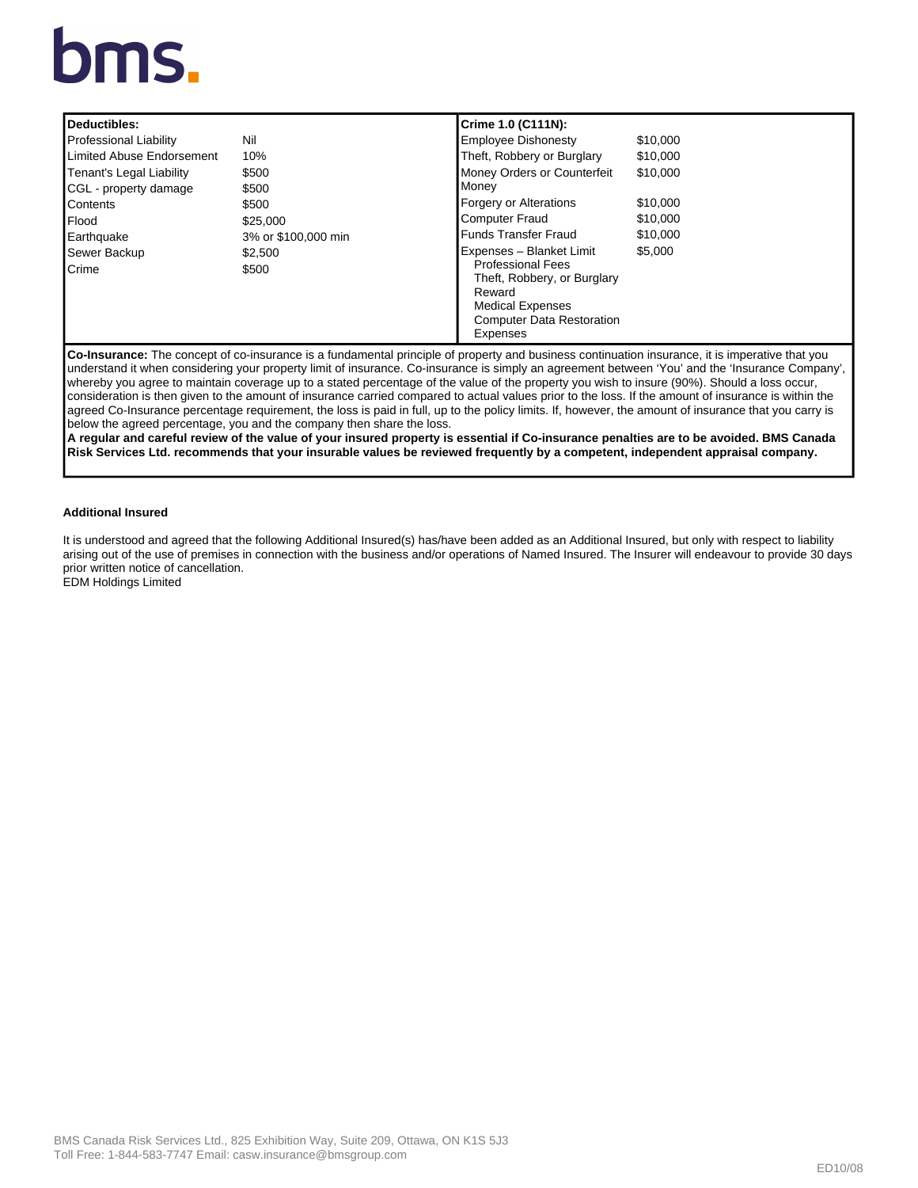| **Deductibles:** | | **Crime 1.0 (C111N):** | |
|---|---|---|---|
| Professional Liability | Nil | Employee Dishonesty | $10,000 |
| Limited Abuse Endorsement | 10% | Theft, Robbery or Burglary | $10,000 |
| Tenant's Legal Liability | $500 | Money Orders or Counterfeit Money | $10,000 |
| CGL - property damage | $500 | Forgery or Alterations | $10,000 |
| Contents | $500 | Computer Fraud | $10,000 |
| Flood | $25,000 | Funds Transfer Fraud | $10,000 |
| Earthquake | 3% or $100,000 min | Expenses – Blanket Limit<br>Professional Fees<br>Theft, Robbery, or Burglary Reward<br>Medical Expenses<br>Computer Data Restoration Expenses | $5,000 |
| Sewer Backup | $2,500 | | |
| Crime | $500 | | |

**Co-Insurance:** The concept of co-insurance is a fundamental principle of property and business continuation insurance, it is imperative that you understand it when considering your property limit of insurance. Co-insurance is simply an agreement between 'You' and the 'Insurance Company', whereby you agree to maintain coverage up to a stated percentage of the value of the property you wish to insure (90%). Should a loss occur, consideration is then given to the amount of insurance carried compared to actual values prior to the loss. If the amount of insurance is within the agreed Co-Insurance percentage requirement, the loss is paid in full, up to the policy limits. If, however, the amount of insurance that you carry is below the agreed percentage, you and the company then share the loss.

**A regular and careful review of the value of your insured property is essential if Co-insurance penalties are to be avoided. BMS Canada Risk Services Ltd. recommends that your insurable values be reviewed frequently by a competent, independent appraisal company.**

**Additional Insured**

It is understood and agreed that the following Additional Insured(s) has/have been added as an Additional Insured, but only with respect to liability arising out of the use of premises in connection with the business and/or operations of Named Insured. The Insurer will endeavour to provide 30 days prior written notice of cancellation.
EDM Holdings Limited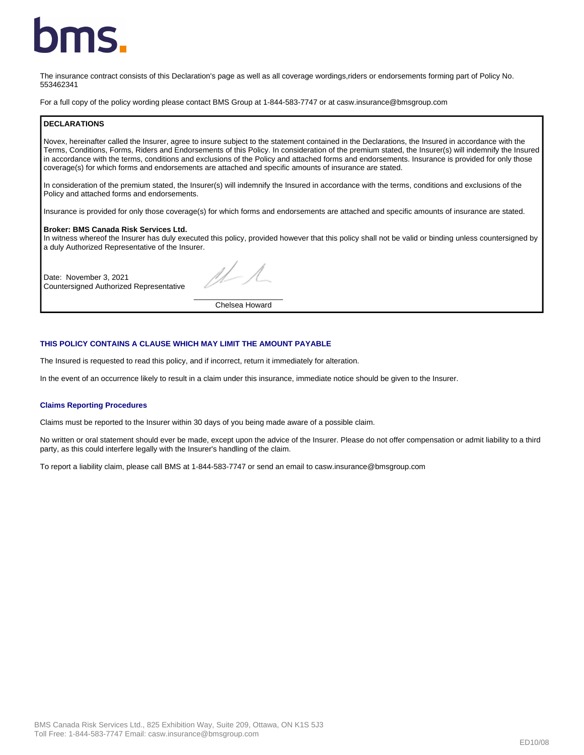bms.

The insurance contract consists of this Declaration's page as well as all coverage wordings,riders or endorsements forming part of Policy No. 553462341

For a full copy of the policy wording please contact BMS Group at 1-844-583-7747 or at casw.insurance@bmsgroup.com

**DECLARATIONS**

Novex, hereinafter called the Insurer, agree to insure subject to the statement contained in the Declarations, the Insured in accordance with the Terms, Conditions, Forms, Riders and Endorsements of this Policy. In consideration of the premium stated, the Insurer(s) will indemnify the Insured in accordance with the terms, conditions and exclusions of the Policy and attached forms and endorsements. Insurance is provided for only those coverage(s) for which forms and endorsements are attached and specific amounts of insurance are stated.

In consideration of the premium stated, the Insurer(s) will indemnify the Insured in accordance with the terms, conditions and exclusions of the Policy and attached forms and endorsements.

Insurance is provided for only those coverage(s) for which forms and endorsements are attached and specific amounts of insurance are stated.

**Broker: BMS Canada Risk Services Ltd.**
In witness whereof the Insurer has duly executed this policy, provided however that this policy shall not be valid or binding unless countersigned by a duly Authorized Representative of the Insurer.

Date: November 3, 2021
Countersigned Authorized Representative

Chelsea Howard

**THIS POLICY CONTAINS A CLAUSE WHICH MAY LIMIT THE AMOUNT PAYABLE**

The Insured is requested to read this policy, and if incorrect, return it immediately for alteration.

In the event of an occurrence likely to result in a claim under this insurance, immediate notice should be given to the Insurer.

**Claims Reporting Procedures**

Claims must be reported to the Insurer within 30 days of you being made aware of a possible claim.

No written or oral statement should ever be made, except upon the advice of the Insurer. Please do not offer compensation or admit liability to a third party, as this could interfere legally with the Insurer's handling of the claim.

To report a liability claim, please call BMS at 1-844-583-7747 or send an email to casw.insurance@bmsgroup.com

BMS Canada Risk Services Ltd., 825 Exhibition Way, Suite 209, Ottawa, ON K1S 5J3
Toll Free: 1-844-583-7747 Email: casw.insurance@bmsgroup.com

ED10/08